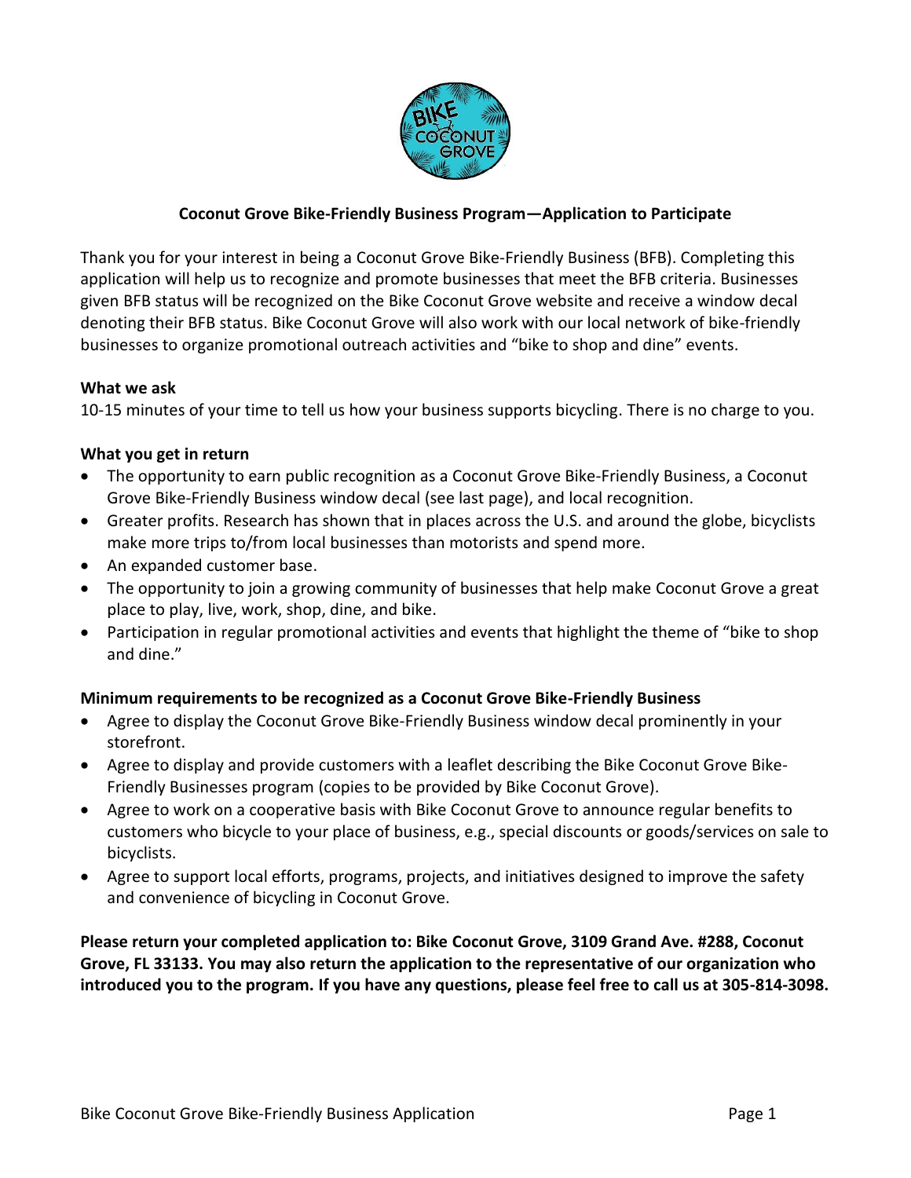# Coconut Grove Bike-Friendly Business Program—Application to Participate

Thank you for your interest in being a Coconut Grove Bike-Friendly Business (BFB). Completing this application will help us to recognize and promote businesses that meet the BFB criteria. Businesses given BFB status will be recognized on the Bike Coconut Grove website and receive a window decal denoting their BFB status. Bike Coconut Grove will also work with our local network of bike-friendly businesses to organize promotional outreach activities and "bike to shop and dine" events.

**What we ask**

10-15 minutes of your time to tell us how your business supports bicycling. There is no charge to you.

**What you get in return**

- The opportunity to earn public recognition as a Coconut Grove Bike-Friendly Business, a Coconut Grove Bike-Friendly Business window decal (see last page), and local recognition.
- Greater profits. Research has shown that in places across the U.S. and around the globe, bicyclists make more trips to/from local businesses than motorists and spend more.
- An expanded customer base.
- The opportunity to join a growing community of businesses that help make Coconut Grove a great place to play, live, work, shop, dine, and bike.
- Participation in regular promotional activities and events that highlight the theme of "bike to shop and dine."

**Minimum requirements to be recognized as a Coconut Grove Bike-Friendly Business**

- Agree to display the Coconut Grove Bike-Friendly Business window decal prominently in your storefront.
- Agree to display and provide customers with a leaflet describing the Bike Coconut Grove Bike-Friendly Businesses program (copies to be provided by Bike Coconut Grove).
- Agree to work on a cooperative basis with Bike Coconut Grove to announce regular benefits to customers who bicycle to your place of business, e.g., special discounts or goods/services on sale to bicyclists.
- Agree to support local efforts, programs, projects, and initiatives designed to improve the safety and convenience of bicycling in Coconut Grove.

**Please return your completed application to: Bike Coconut Grove, 3109 Grand Ave. #288, Coconut Grove, FL 33133. You may also return the application to the representative of our organization who introduced you to the program. If you have any questions, please feel free to call us at 305-814-3098.**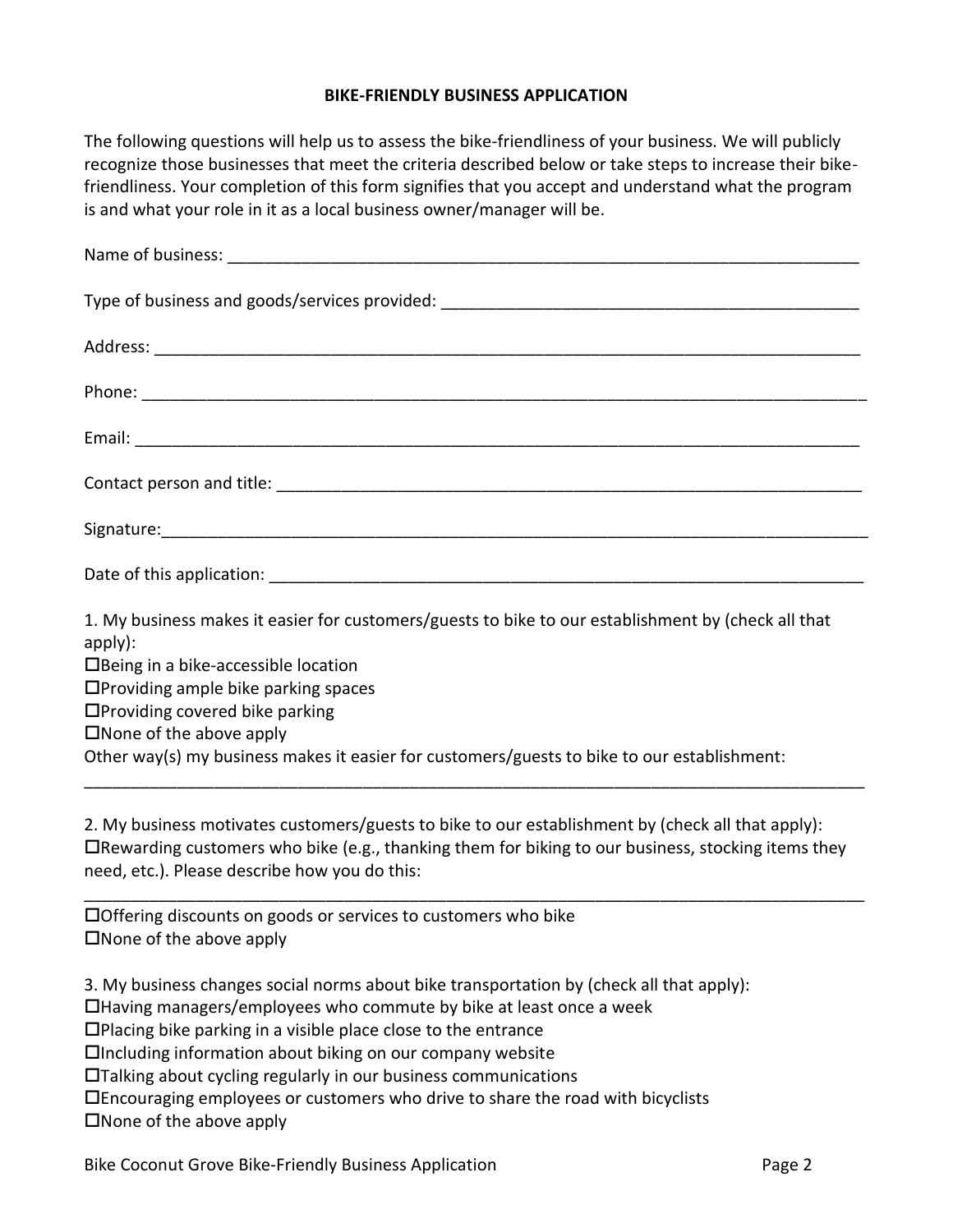**BIKE-FRIENDLY BUSINESS APPLICATION**

The following questions will help us to assess the bike-friendliness of your business. We will publicly recognize those businesses that meet the criteria described below or take steps to increase their bike-friendliness. Your completion of this form signifies that you accept and understand what the program is and what your role in it as a local business owner/manager will be.

Name of business: ______________________________________________________________________

Type of business and goods/services provided: _____________________________________________

Address: ___________________________________________________________________________

Phone: _____________________________________________________________________________

Email: ______________________________________________________________________________

Contact person and title: ______________________________________________________________

Signature:___________________________________________________________________________

Date of this application: _______________________________________________________________

1. My business makes it easier for customers/guests to bike to our establishment by (check all that apply):

☐Being in a bike-accessible location
☐Providing ample bike parking spaces
☐Providing covered bike parking
☐None of the above apply

Other way(s) my business makes it easier for customers/guests to bike to our establishment:

_____________________________________________________________________________________

2. My business motivates customers/guests to bike to our establishment by (check all that apply):

☐Rewarding customers who bike (e.g., thanking them for biking to our business, stocking items they need, etc.). Please describe how you do this:

_____________________________________________________________________________________

☐Offering discounts on goods or services to customers who bike
☐None of the above apply

3. My business changes social norms about bike transportation by (check all that apply):

☐Having managers/employees who commute by bike at least once a week
☐Placing bike parking in a visible place close to the entrance
☐Including information about biking on our company website
☐Talking about cycling regularly in our business communications
☐Encouraging employees or customers who drive to share the road with bicyclists
☐None of the above apply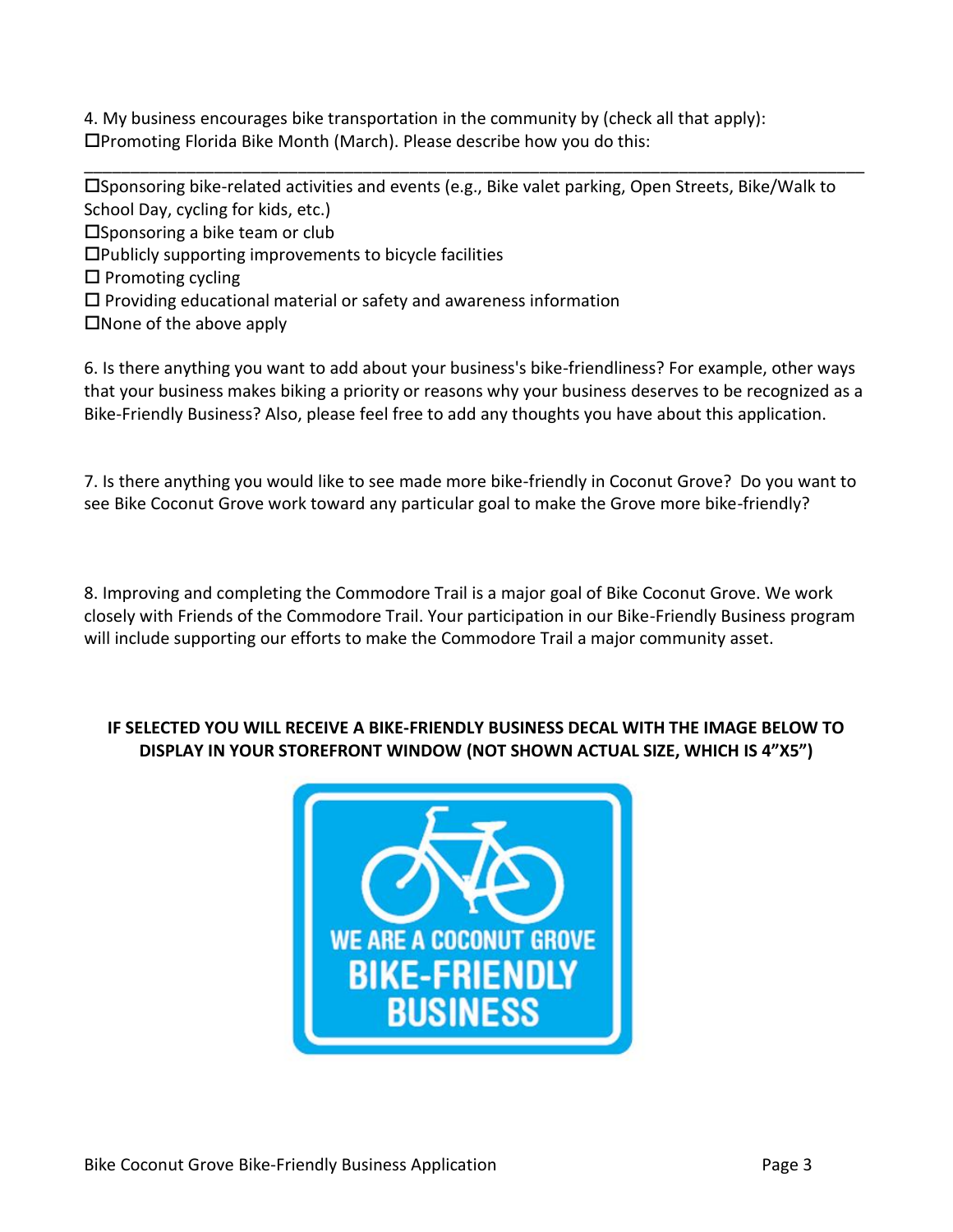4. My business encourages bike transportation in the community by (check all that apply):

☐Promoting Florida Bike Month (March). Please describe how you do this:

\_\_\_\_\_\_\_\_\_\_\_\_\_\_\_\_\_\_\_\_\_\_\_\_\_\_\_\_\_\_\_\_\_\_\_\_\_\_\_\_\_\_\_\_\_\_\_\_\_\_\_\_\_\_\_\_\_\_\_\_\_\_\_\_\_\_\_\_\_\_\_\_\_\_\_\_\_\_

☐Sponsoring bike-related activities and events (e.g., Bike valet parking, Open Streets, Bike/Walk to School Day, cycling for kids, etc.)

☐Sponsoring a bike team or club

☐Publicly supporting improvements to bicycle facilities

☐ Promoting cycling

☐ Providing educational material or safety and awareness information

☐None of the above apply

6. Is there anything you want to add about your business's bike-friendliness? For example, other ways that your business makes biking a priority or reasons why your business deserves to be recognized as a Bike-Friendly Business? Also, please feel free to add any thoughts you have about this application.

7. Is there anything you would like to see made more bike-friendly in Coconut Grove? Do you want to see Bike Coconut Grove work toward any particular goal to make the Grove more bike-friendly?

8. Improving and completing the Commodore Trail is a major goal of Bike Coconut Grove. We work closely with Friends of the Commodore Trail. Your participation in our Bike-Friendly Business program will include supporting our efforts to make the Commodore Trail a major community asset.

**IF SELECTED YOU WILL RECEIVE A BIKE-FRIENDLY BUSINESS DECAL WITH THE IMAGE BELOW TO DISPLAY IN YOUR STOREFRONT WINDOW (NOT SHOWN ACTUAL SIZE, WHICH IS 4"X5")**

WE ARE A COCONUT GROVE
BIKE-FRIENDLY
BUSINESS